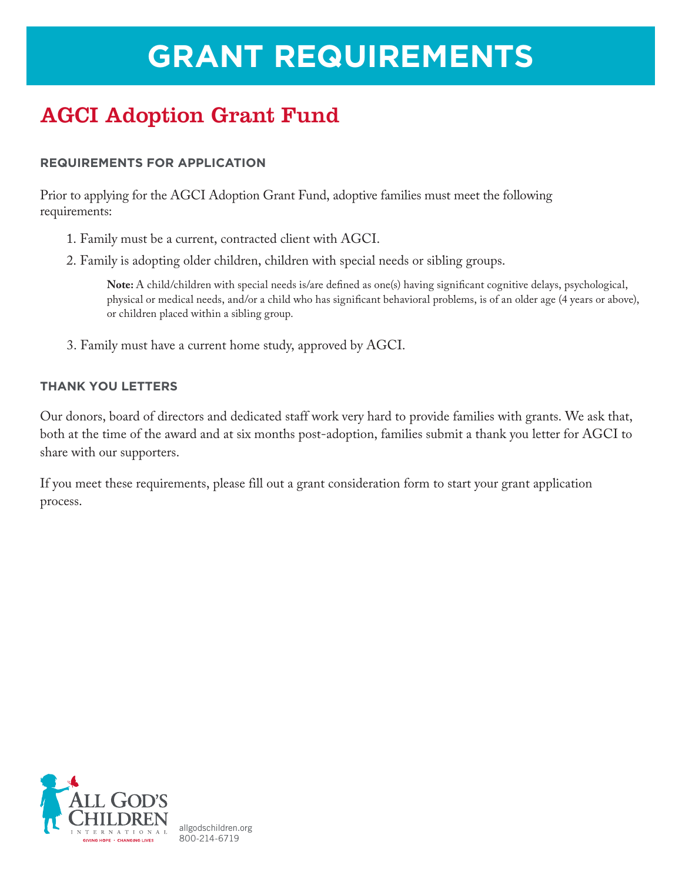# GRANT REQUIREMENTS

## AGCI Adoption Grant Fund

### REQUIREMENTS FOR APPLICATION

Prior to applying for the AGCI Adoption Grant Fund, adoptive families must meet the following requirements:

1. Family must be a current, contracted client with AGCI.
2. Family is adopting older children, children with special needs or sibling groups.

   **Note:** A child/children with special needs is/are defined as one(s) having significant cognitive delays, psychological, physical or medical needs, and/or a child who has significant behavioral problems, is of an older age (4 years or above), or children placed within a sibling group.

3. Family must have a current home study, approved by AGCI.

### THANK YOU LETTERS

Our donors, board of directors and dedicated staff work very hard to provide families with grants. We ask that, both at the time of the award and at six months post-adoption, families submit a thank you letter for AGCI to share with our supporters.

If you meet these requirements, please fill out a grant consideration form to start your grant application process.

ALL GOD'S CHILDREN INTERNATIONAL
GIVING HOPE • CHANGING LIVES

allgodschildren.org
800-214-6719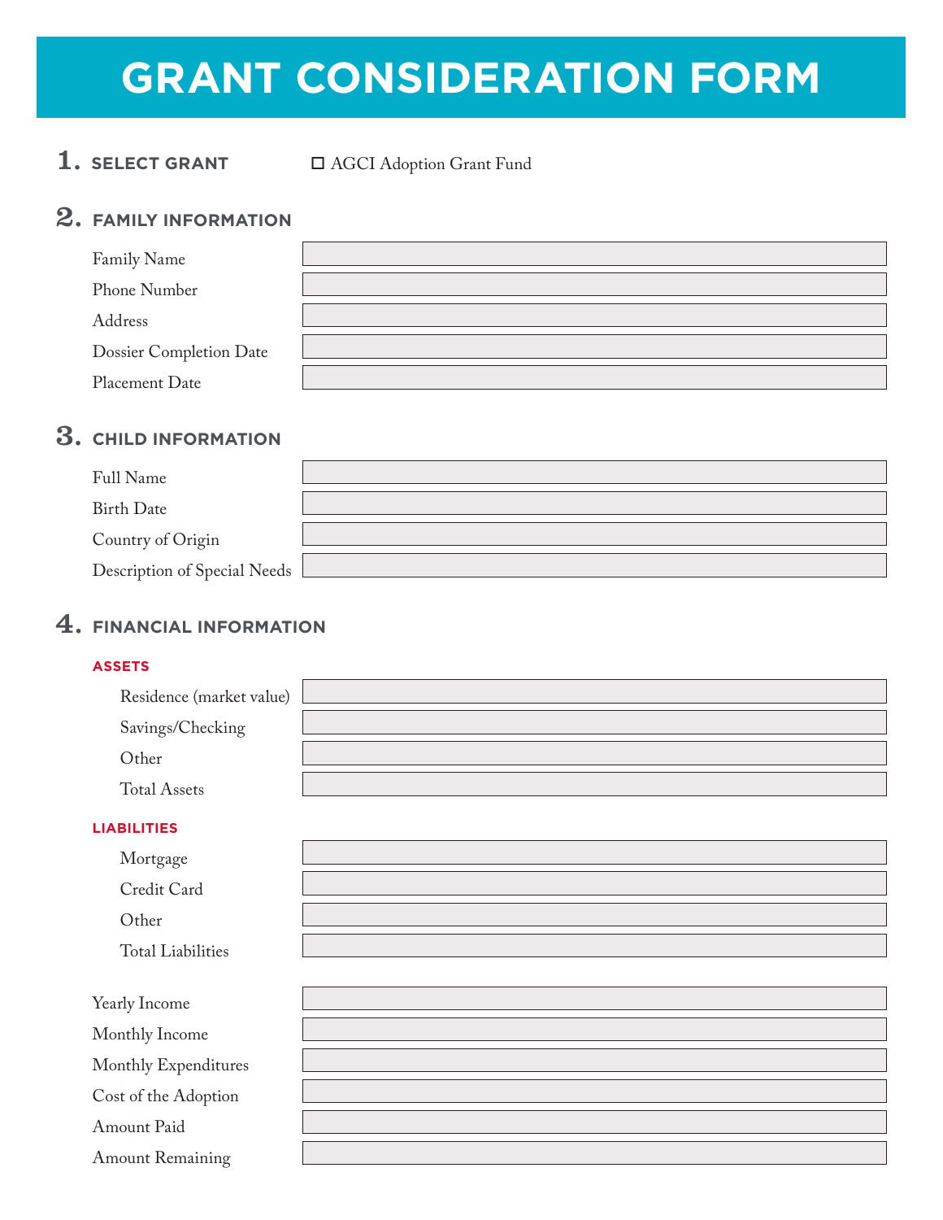# GRANT CONSIDERATION FORM

## 1. SELECT GRANT

☐ AGCI Adoption Grant Fund

## 2. FAMILY INFORMATION

Family Name

Phone Number

Address

Dossier Completion Date

Placement Date

## 3. CHILD INFORMATION

Full Name

Birth Date

Country of Origin

Description of Special Needs

## 4. FINANCIAL INFORMATION

### ASSETS

Residence (market value)

Savings/Checking

Other

Total Assets

### LIABILITIES

Mortgage

Credit Card

Other

Total Liabilities

Yearly Income

Monthly Income

Monthly Expenditures

Cost of the Adoption

Amount Paid

Amount Remaining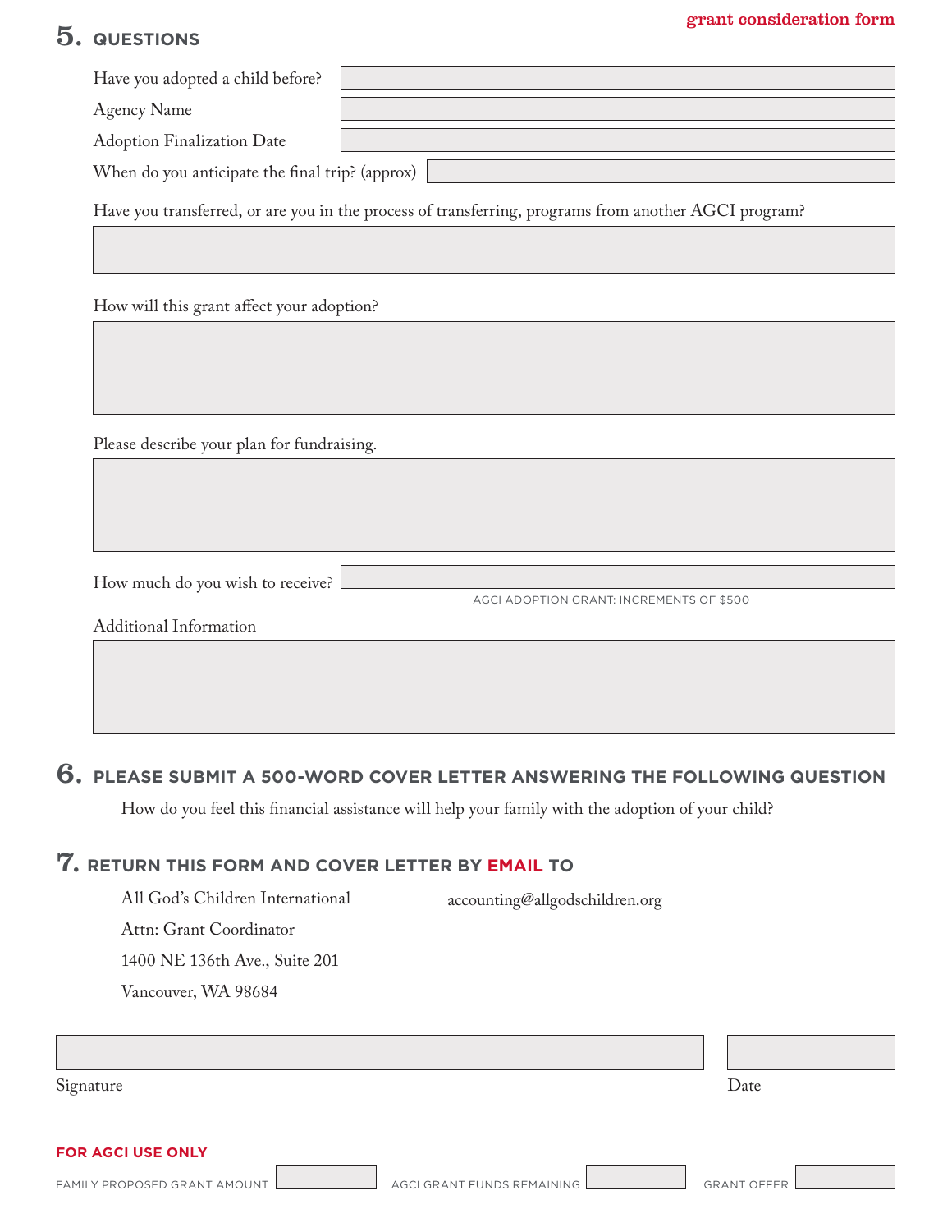grant consideration form

## 5. QUESTIONS

Have you adopted a child before?

Agency Name

Adoption Finalization Date

When do you anticipate the final trip? (approx)

Have you transferred, or are you in the process of transferring, programs from another AGCI program?

How will this grant affect your adoption?

Please describe your plan for fundraising.

How much do you wish to receive?

AGCI ADOPTION GRANT: INCREMENTS OF $500

Additional Information

## 6. PLEASE SUBMIT A 500-WORD COVER LETTER ANSWERING THE FOLLOWING QUESTION

How do you feel this financial assistance will help your family with the adoption of your child?

## 7. RETURN THIS FORM AND COVER LETTER BY EMAIL TO

All God's Children International
Attn: Grant Coordinator
1400 NE 136th Ave., Suite 201
Vancouver, WA 98684

accounting@allgodschildren.org

Signature

Date

**FOR AGCI USE ONLY**

FAMILY PROPOSED GRANT AMOUNT

AGCI GRANT FUNDS REMAINING

GRANT OFFER